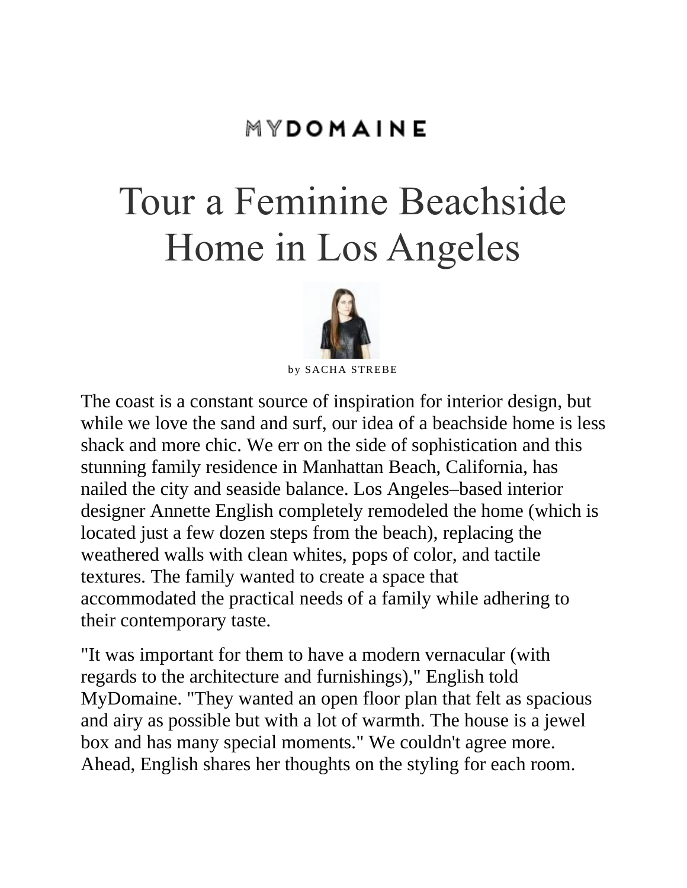MYDOMAINE

# Tour a Feminine Beachside Home in Los Angeles

by SACHA STREBE

The coast is a constant source of inspiration for interior design, but while we love the sand and surf, our idea of a beachside home is less shack and more chic. We err on the side of sophistication and this stunning family residence in Manhattan Beach, California, has nailed the city and seaside balance. Los Angeles–based interior designer Annette English completely remodeled the home (which is located just a few dozen steps from the beach), replacing the weathered walls with clean whites, pops of color, and tactile textures. The family wanted to create a space that accommodated the practical needs of a family while adhering to their contemporary taste.

"It was important for them to have a modern vernacular (with regards to the architecture and furnishings)," English told MyDomaine. "They wanted an open floor plan that felt as spacious and airy as possible but with a lot of warmth. The house is a jewel box and has many special moments." We couldn't agree more. Ahead, English shares her thoughts on the styling for each room.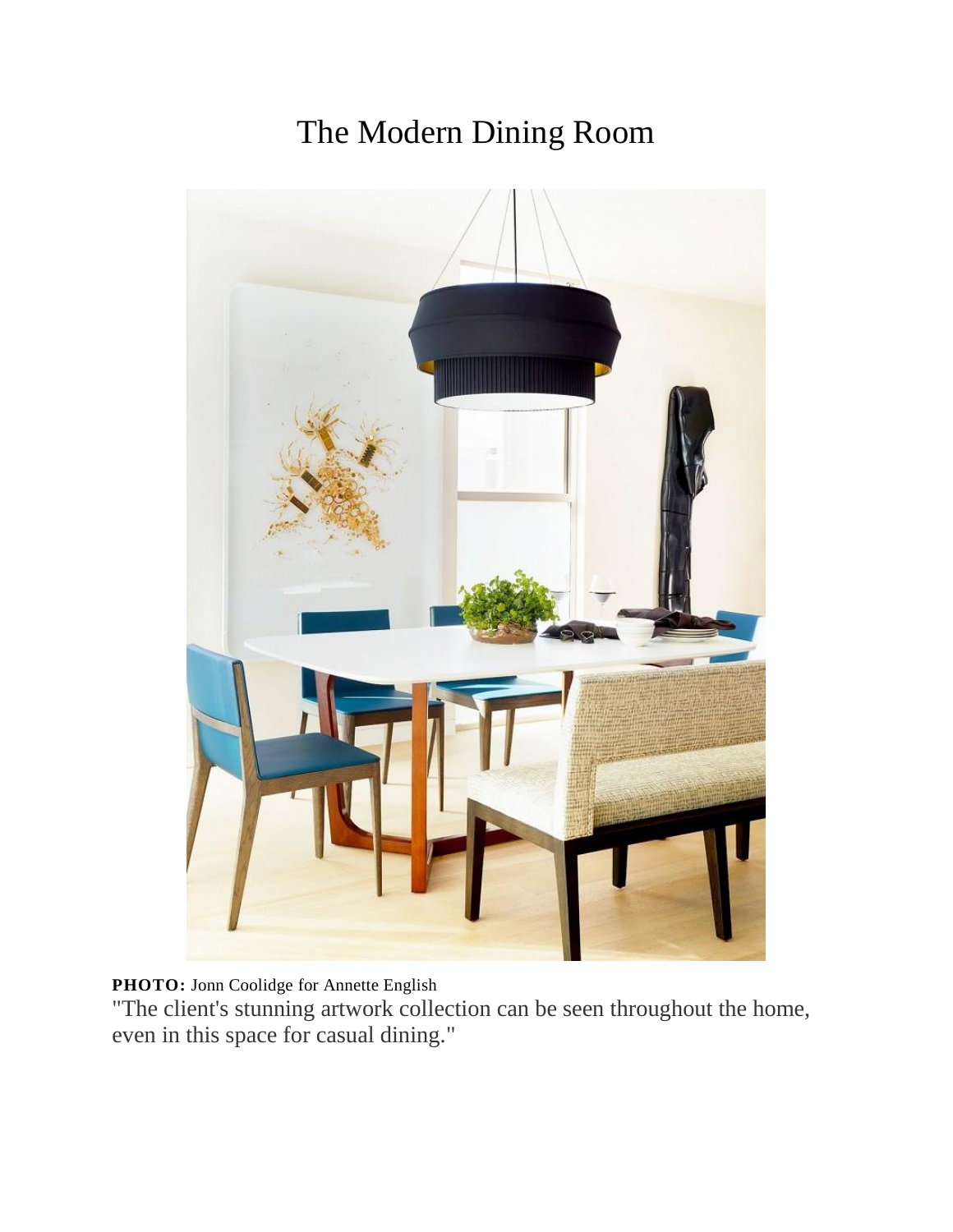# The Modern Dining Room

**PHOTO:** Jonn Coolidge for Annette English

"The client's stunning artwork collection can be seen throughout the home, even in this space for casual dining."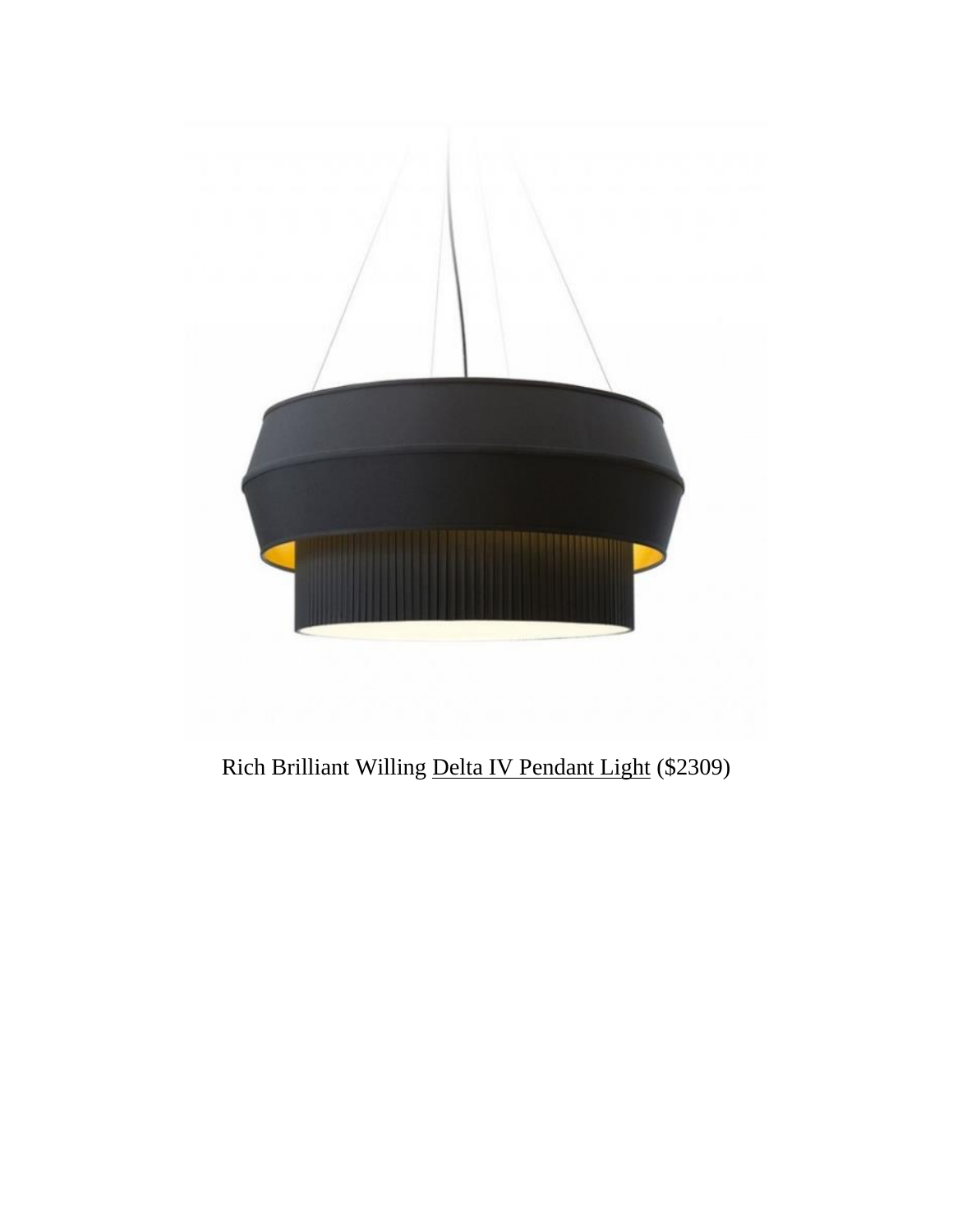Rich Brilliant Willing Delta IV Pendant Light ($2309)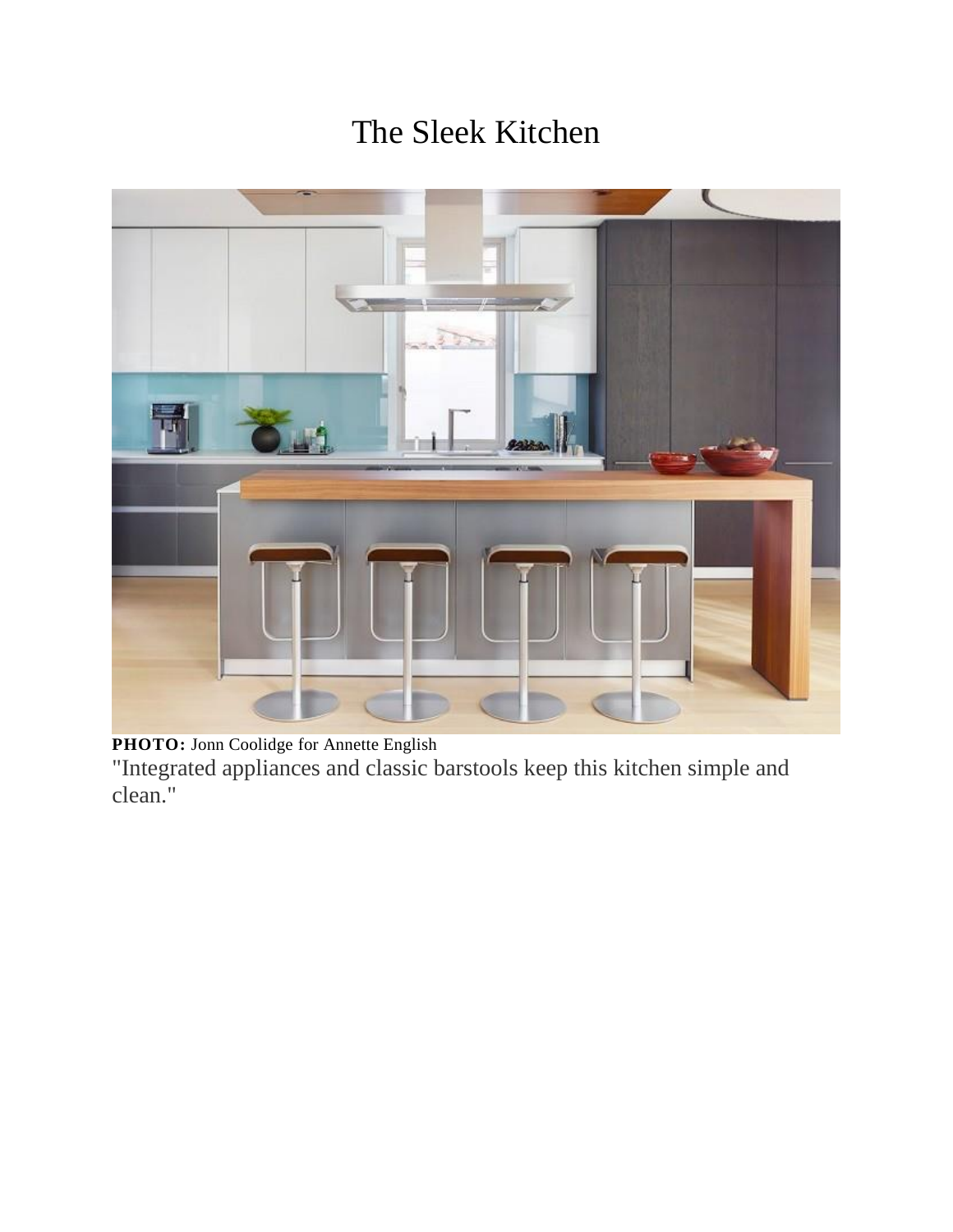# The Sleek Kitchen

**PHOTO:** Jonn Coolidge for Annette English

"Integrated appliances and classic barstools keep this kitchen simple and clean."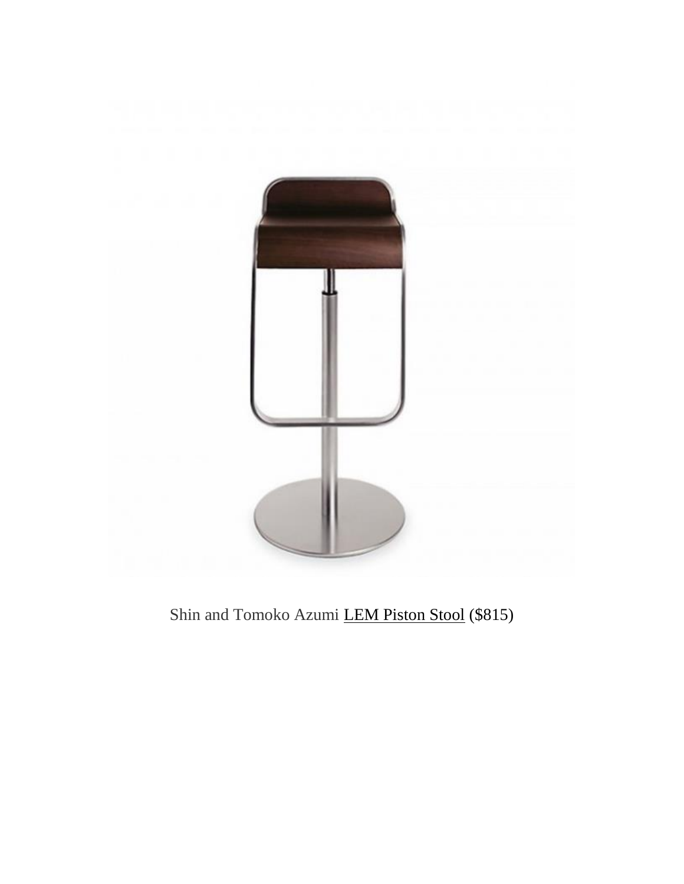Shin and Tomoko Azumi [LEM Piston Stool]() ($815)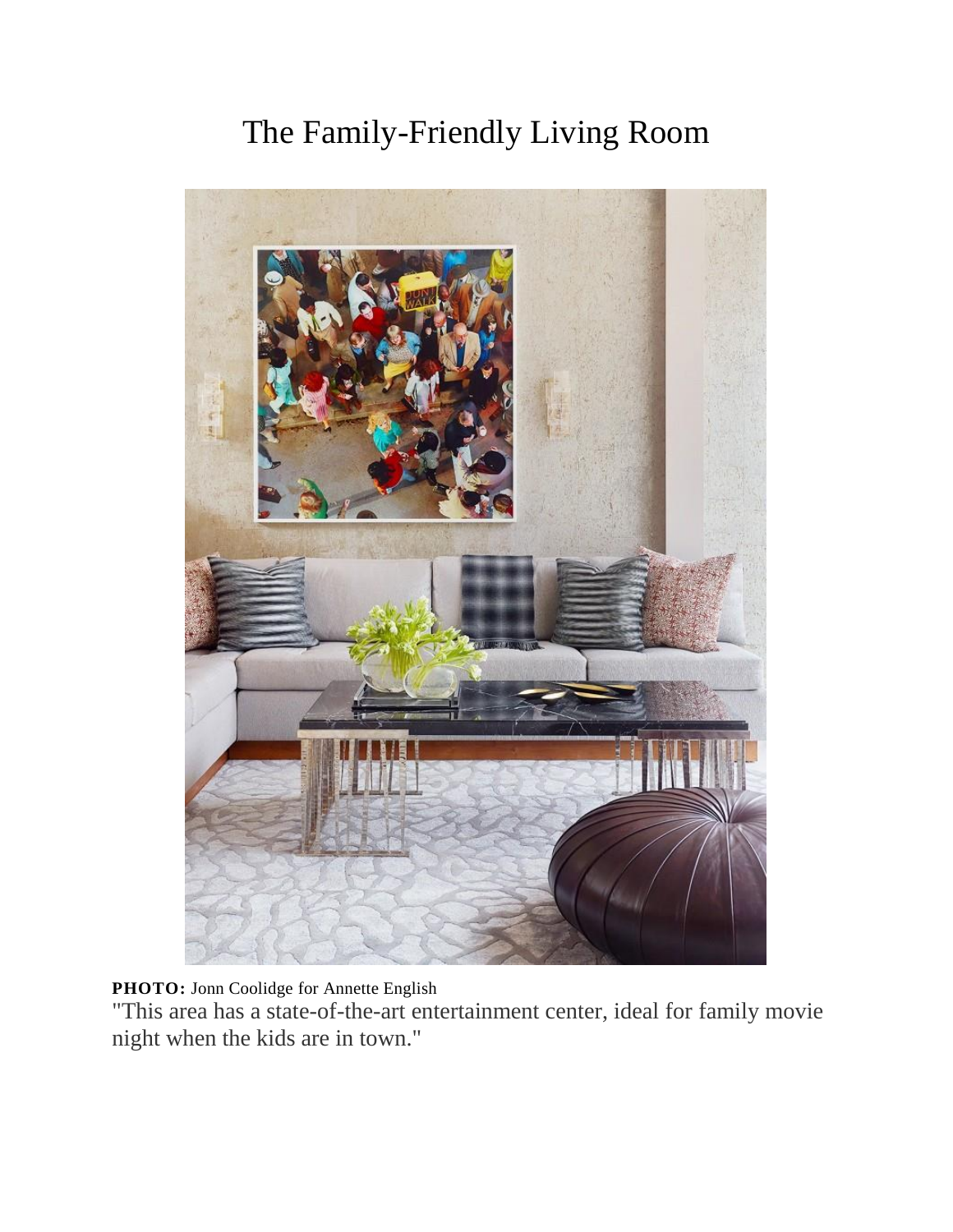# The Family-Friendly Living Room

**PHOTO:** Jonn Coolidge for Annette English

"This area has a state-of-the-art entertainment center, ideal for family movie night when the kids are in town."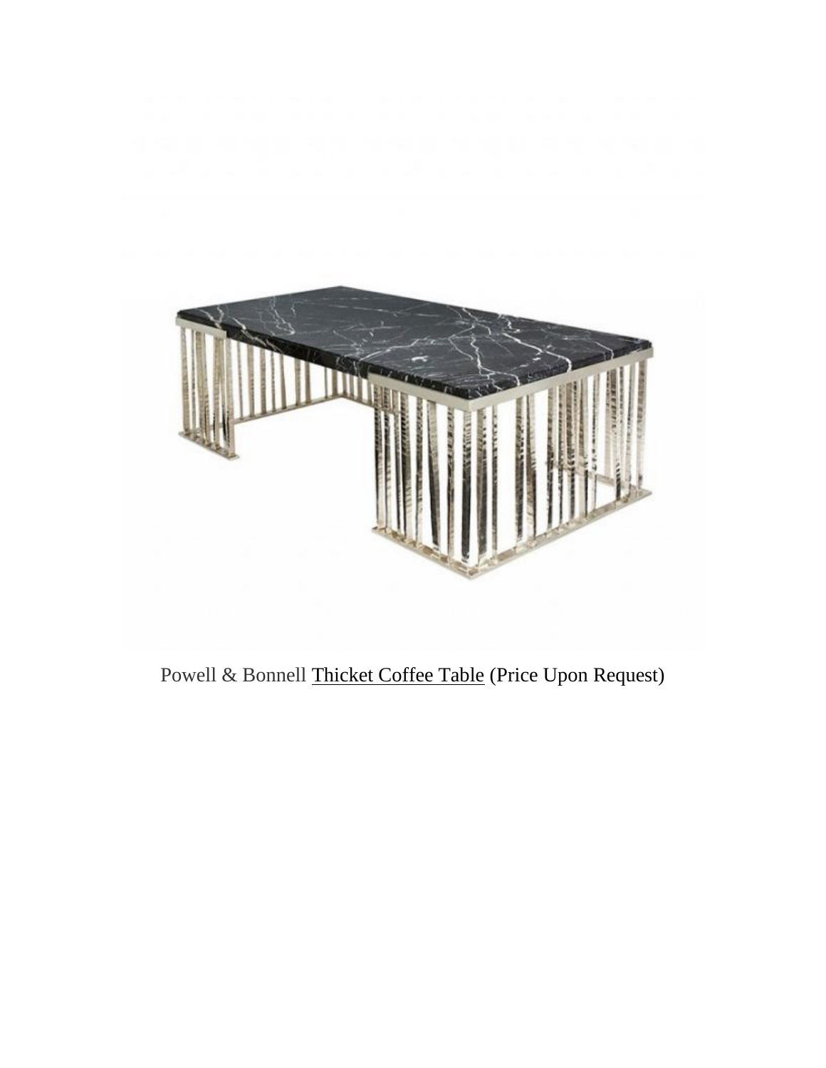Powell & Bonnell Thicket Coffee Table (Price Upon Request)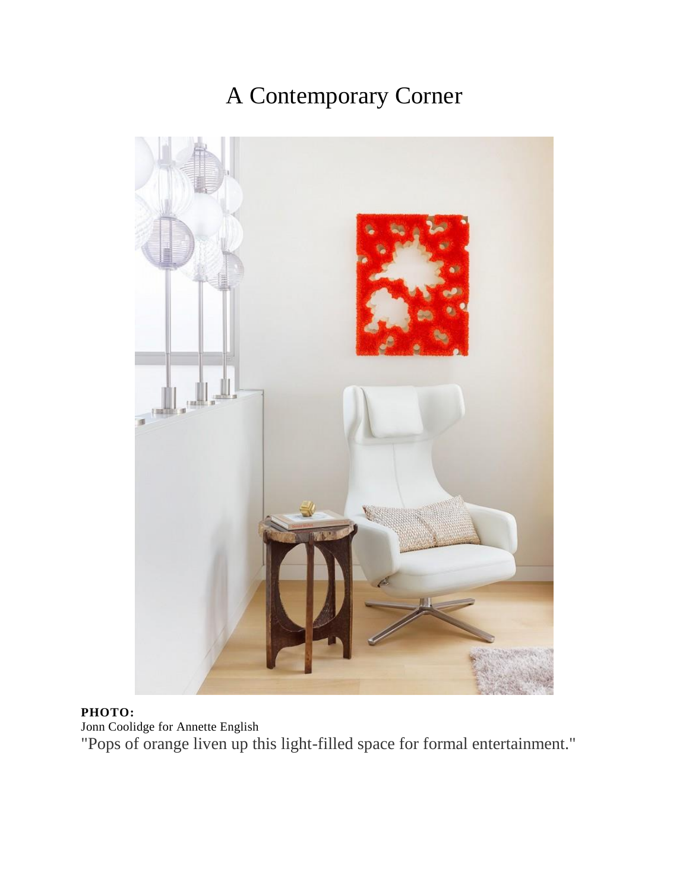# A Contemporary Corner

**PHOTO:**
Jonn Coolidge for Annette English
"Pops of orange liven up this light-filled space for formal entertainment."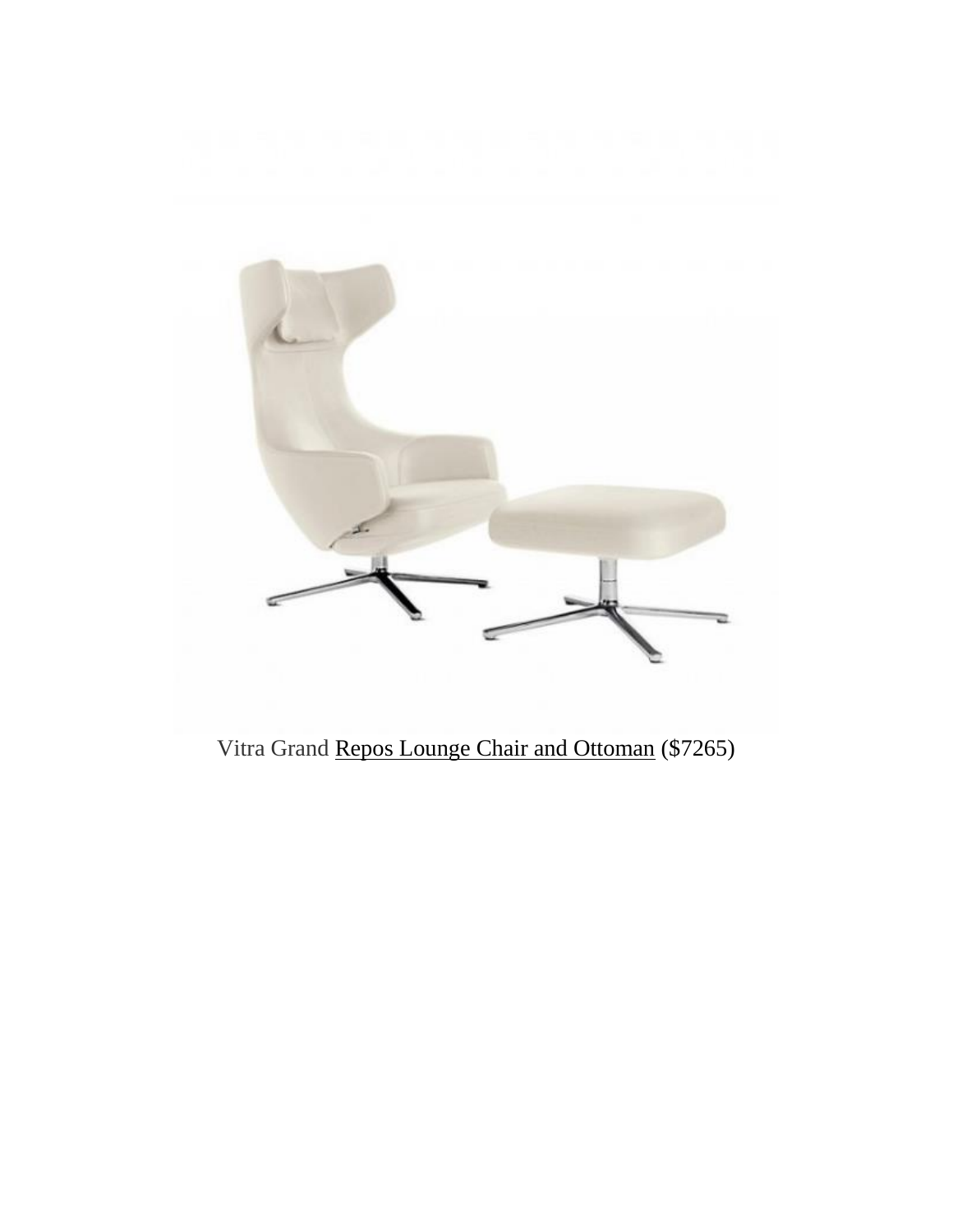Vitra Grand Repos Lounge Chair and Ottoman ($7265)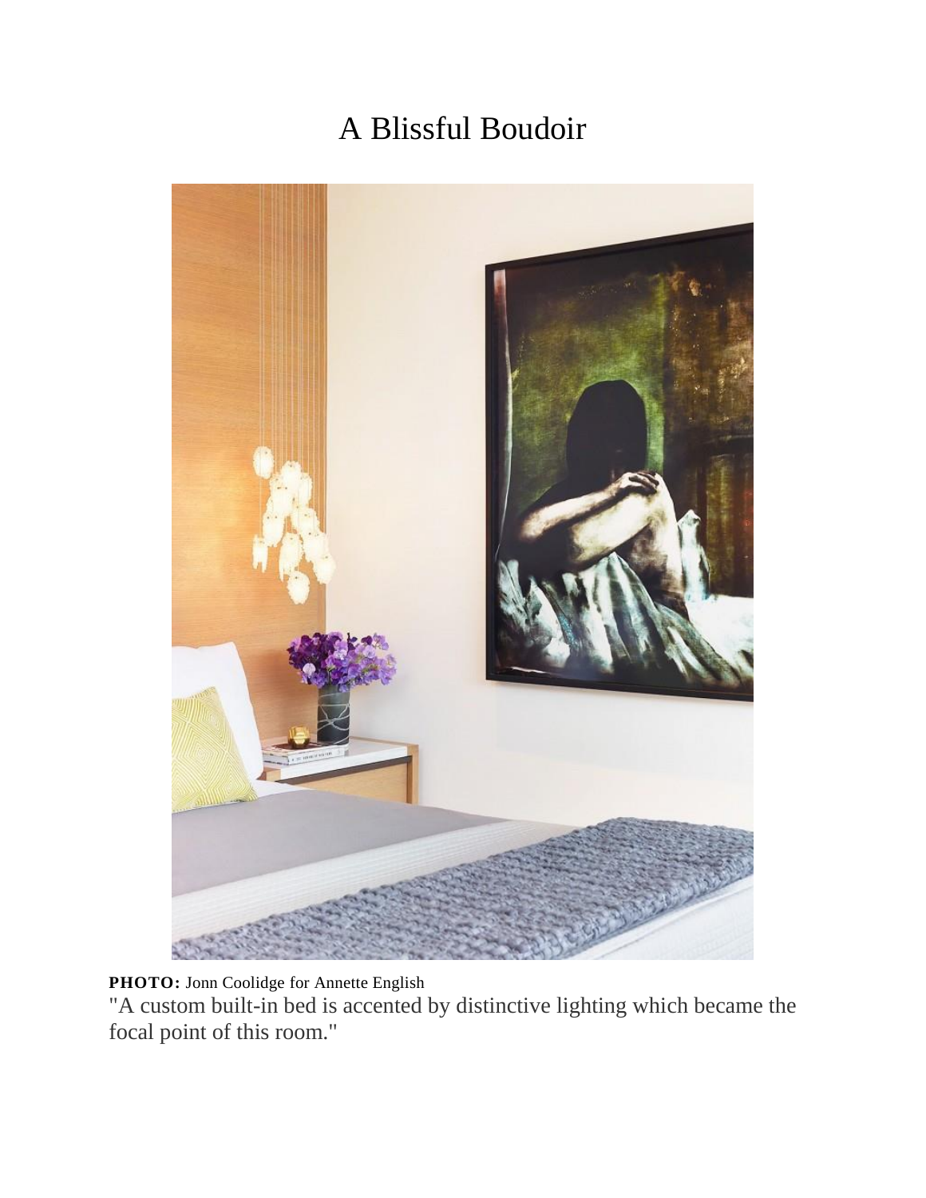# A Blissful Boudoir

**PHOTO:** Jonn Coolidge for Annette English

"A custom built-in bed is accented by distinctive lighting which became the focal point of this room."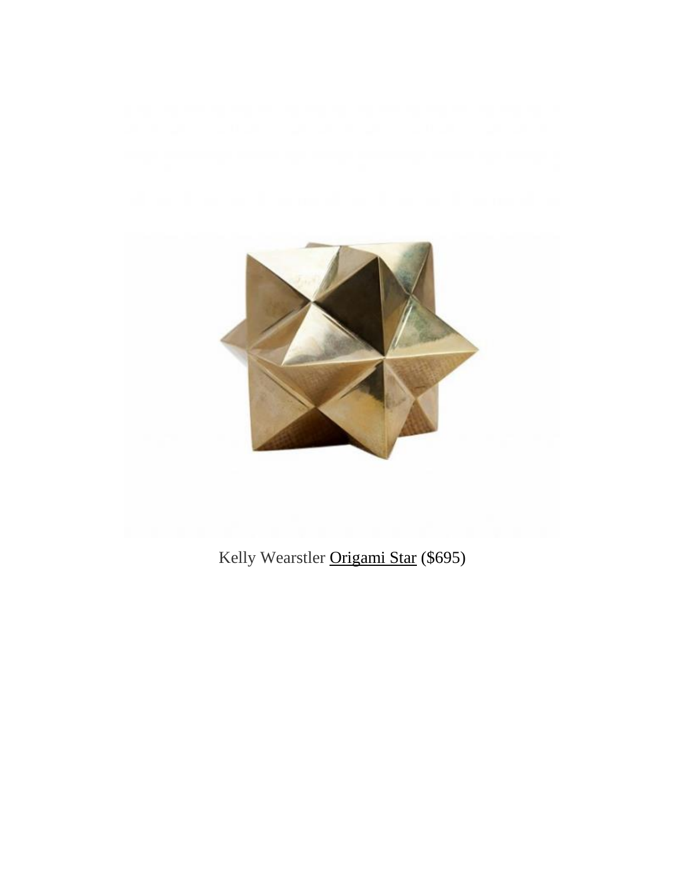Kelly Wearstler Origami Star ($695)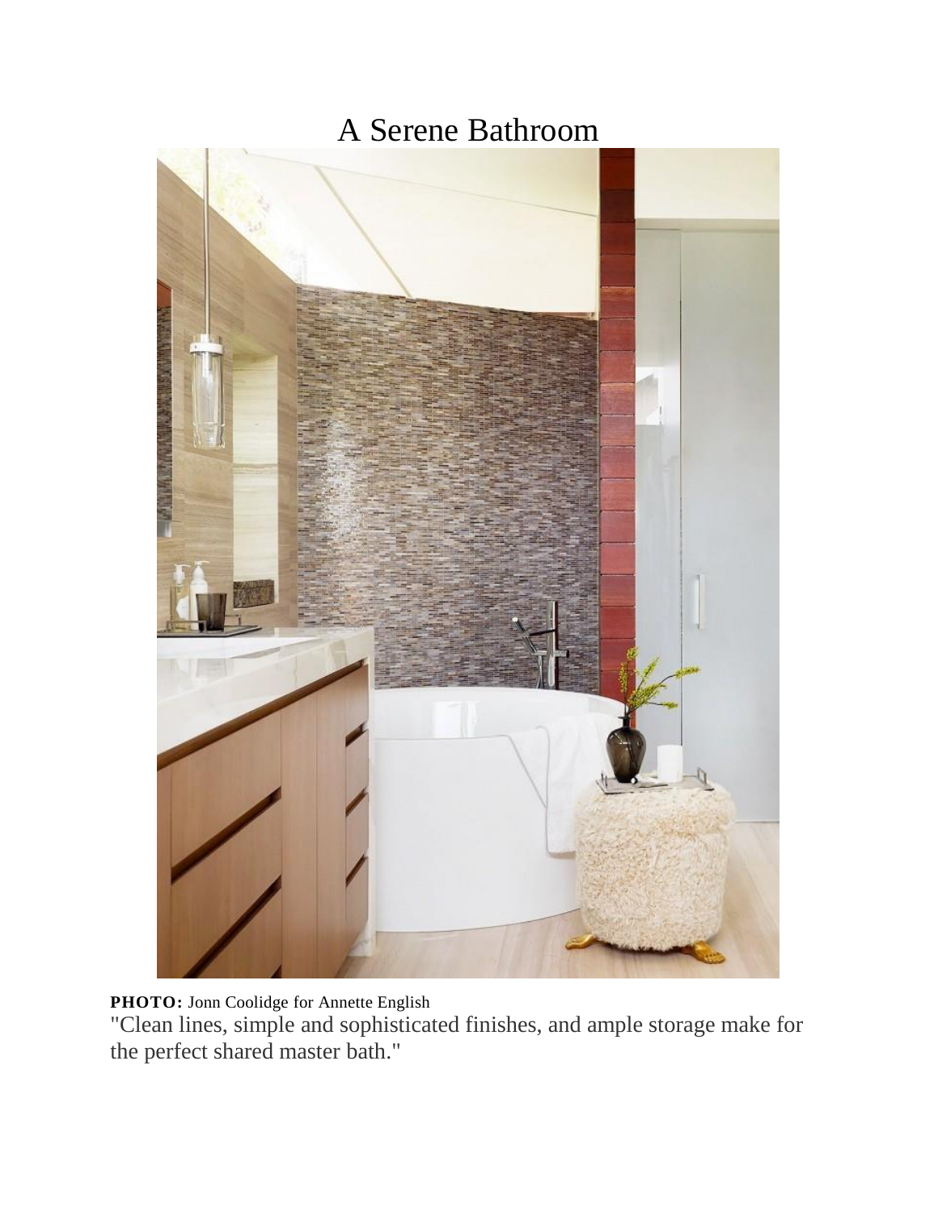# A Serene Bathroom

**PHOTO:** Jonn Coolidge for Annette English

"Clean lines, simple and sophisticated finishes, and ample storage make for the perfect shared master bath."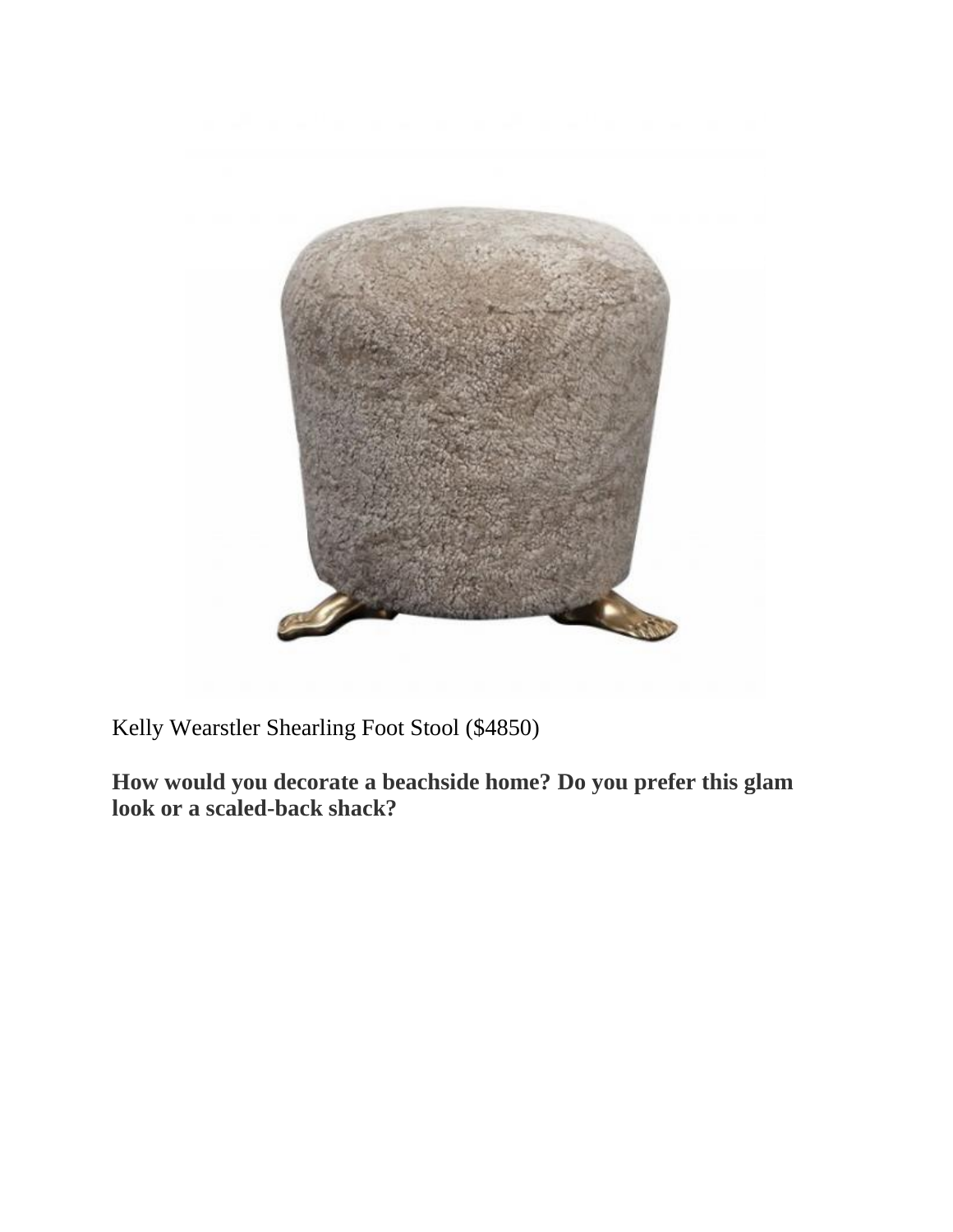Kelly Wearstler Shearling Foot Stool ($4850)

**How would you decorate a beachside home? Do you prefer this glam look or a scaled-back shack?**